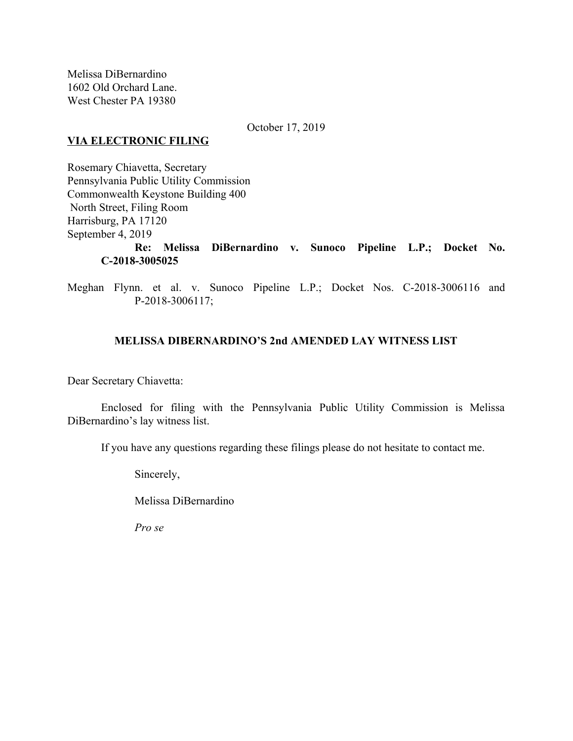Melissa DiBernardino
1602 Old Orchard Lane.
West Chester PA 19380

October 17, 2019

**VIA ELECTRONIC FILING**

Rosemary Chiavetta, Secretary
Pennsylvania Public Utility Commission
Commonwealth Keystone Building 400
North Street, Filing Room
Harrisburg, PA 17120
September 4, 2019

**Re: Melissa DiBernardino v. Sunoco Pipeline L.P.; Docket No. C-2018-3005025**

Meghan Flynn. et al. v. Sunoco Pipeline L.P.; Docket Nos. C-2018-3006116 and P-2018-3006117;

**MELISSA DIBERNARDINO'S 2nd AMENDED LAY WITNESS LIST**

Dear Secretary Chiavetta:

Enclosed for filing with the Pennsylvania Public Utility Commission is Melissa DiBernardino's lay witness list.

If you have any questions regarding these filings please do not hesitate to contact me.

Sincerely,

Melissa DiBernardino

*Pro se*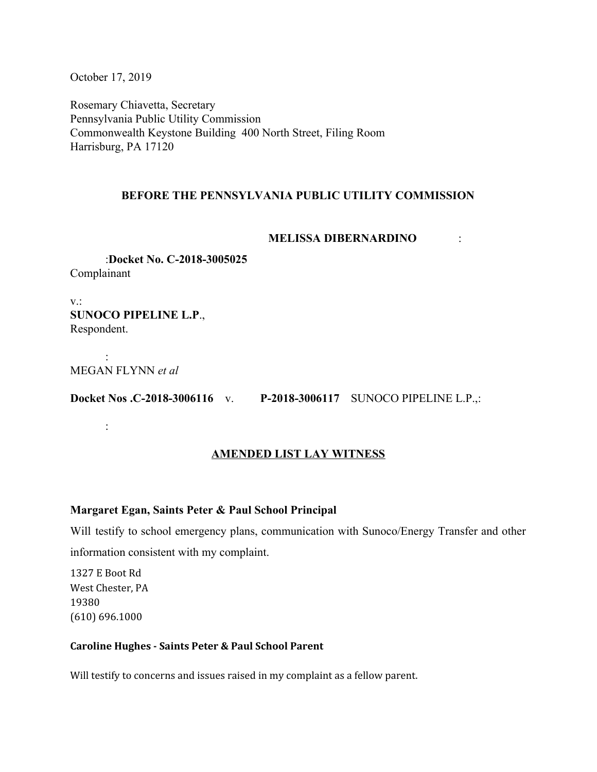October 17, 2019

Rosemary Chiavetta, Secretary
Pennsylvania Public Utility Commission
Commonwealth Keystone Building 400 North Street, Filing Room
Harrisburg, PA 17120

**BEFORE THE PENNSYLVANIA PUBLIC UTILITY COMMISSION**

**MELISSA DIBERNARDINO** :

:**Docket No. C-2018-3005025**
Complainant

v.:
**SUNOCO PIPELINE L.P**.,
Respondent.

:
MEGAN FLYNN *et al*

**Docket Nos .C-2018-3006116** v. **P-2018-3006117** SUNOCO PIPELINE L.P.,:

:

**AMENDED LIST LAY WITNESS**

**Margaret Egan, Saints Peter & Paul School Principal**

Will testify to school emergency plans, communication with Sunoco/Energy Transfer and other information consistent with my complaint.

1327 E Boot Rd
West Chester, PA
19380
(610) 696.1000

**Caroline Hughes - Saints Peter & Paul School Parent**

Will testify to concerns and issues raised in my complaint as a fellow parent.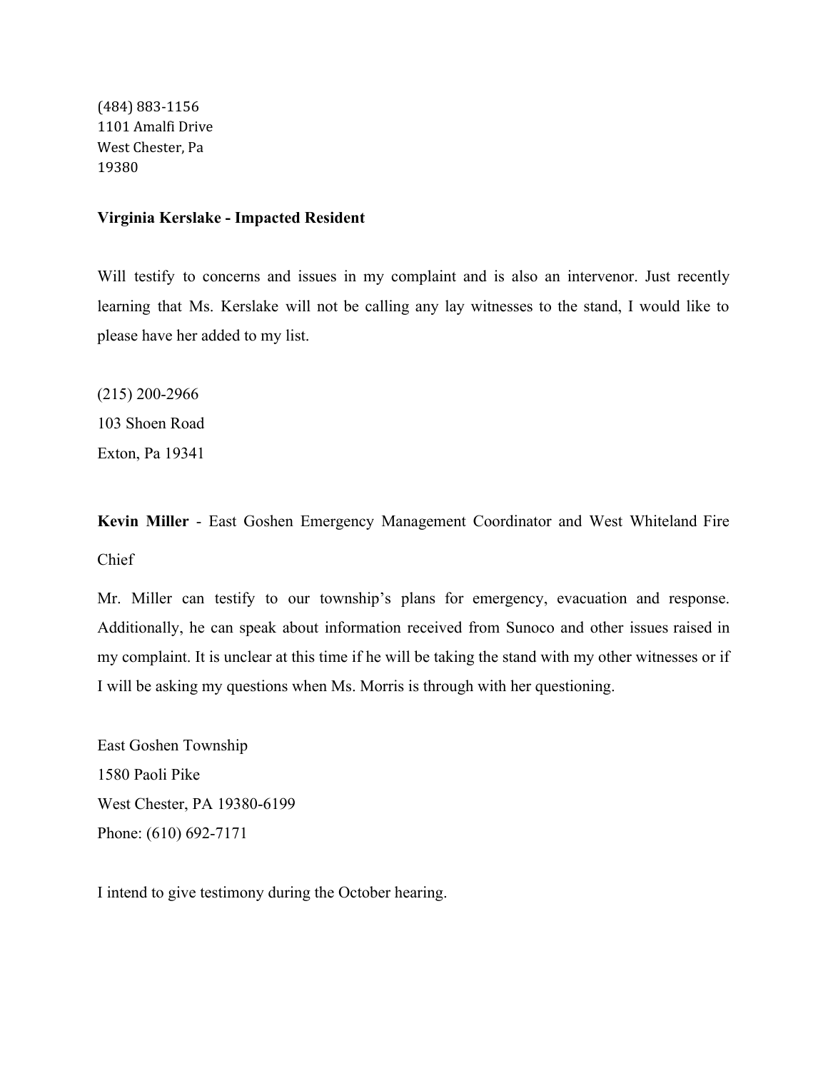(484) 883-1156
1101 Amalfi Drive
West Chester, Pa
19380

**Virginia Kerslake - Impacted Resident**

Will testify to concerns and issues in my complaint and is also an intervenor. Just recently learning that Ms. Kerslake will not be calling any lay witnesses to the stand, I would like to please have her added to my list.

(215) 200-2966
103 Shoen Road
Exton, Pa 19341

**Kevin Miller** - East Goshen Emergency Management Coordinator and West Whiteland Fire Chief

Mr. Miller can testify to our township's plans for emergency, evacuation and response. Additionally, he can speak about information received from Sunoco and other issues raised in my complaint. It is unclear at this time if he will be taking the stand with my other witnesses or if I will be asking my questions when Ms. Morris is through with her questioning.

East Goshen Township
1580 Paoli Pike
West Chester, PA 19380-6199
Phone: (610) 692-7171

I intend to give testimony during the October hearing.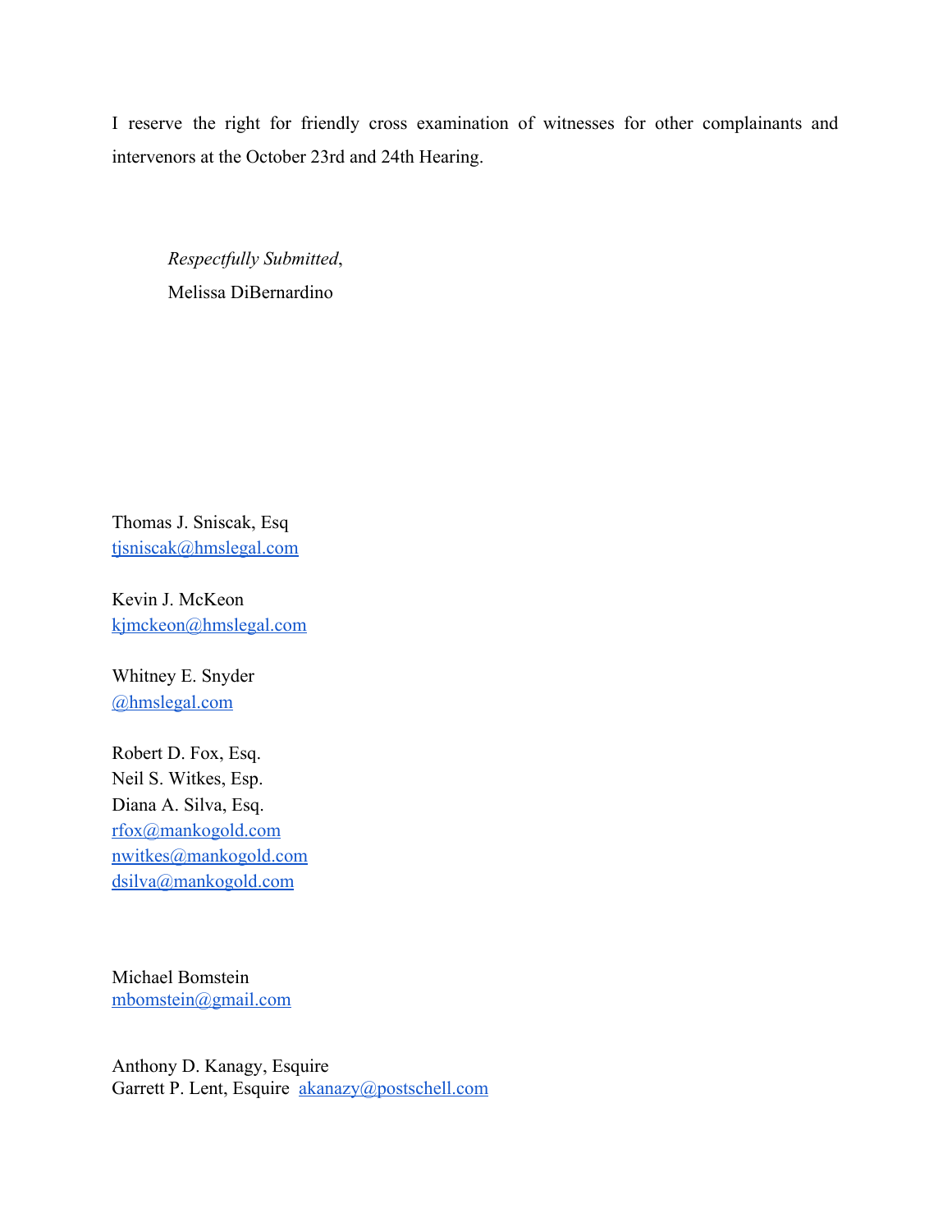I reserve the right for friendly cross examination of witnesses for other complainants and intervenors at the October 23rd and 24th Hearing.

*Respectfully Submitted*,
Melissa DiBernardino

Thomas J. Sniscak, Esq
tjsniscak@hmslegal.com

Kevin J. McKeon
kjmckeon@hmslegal.com

Whitney E. Snyder
@hmslegal.com

Robert D. Fox, Esq.
Neil S. Witkes, Esp.
Diana A. Silva, Esq.
rfox@mankogold.com
nwitkes@mankogold.com
dsilva@mankogold.com

Michael Bomstein
mbomstein@gmail.com

Anthony D. Kanagy, Esquire
Garrett P. Lent, Esquire akanazy@postschell.com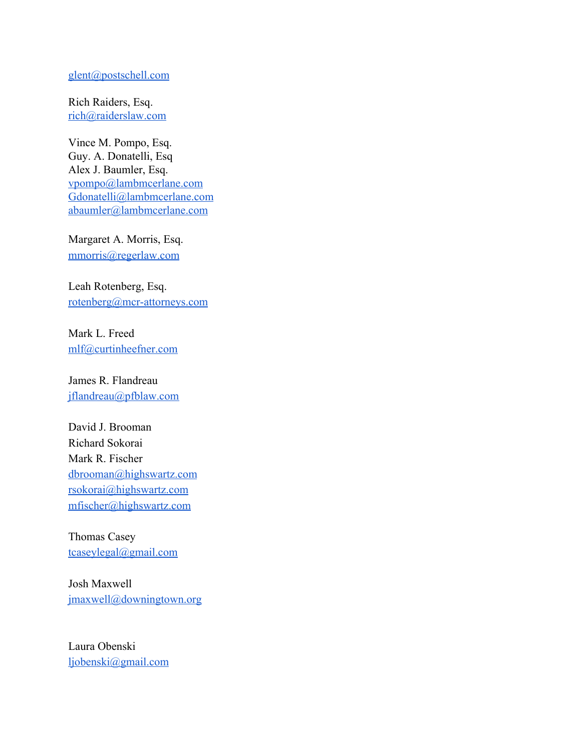glent@postschell.com

Rich Raiders, Esq.
rich@raiderslaw.com

Vince M. Pompo, Esq.
Guy. A. Donatelli, Esq
Alex J. Baumler, Esq.
vpompo@lambmcerlane.com
Gdonatelli@lambmcerlane.com
abaumler@lambmcerlane.com

Margaret A. Morris, Esq.
mmorris@regerlaw.com

Leah Rotenberg, Esq.
rotenberg@mcr-attorneys.com

Mark L. Freed
mlf@curtinheefner.com

James R. Flandreau
jflandreau@pfblaw.com

David J. Brooman
Richard Sokorai
Mark R. Fischer
dbrooman@highswartz.com
rsokorai@highswartz.com
mfischer@highswartz.com

Thomas Casey
tcaseylegal@gmail.com

Josh Maxwell
jmaxwell@downingtown.org

Laura Obenski
ljobenski@gmail.com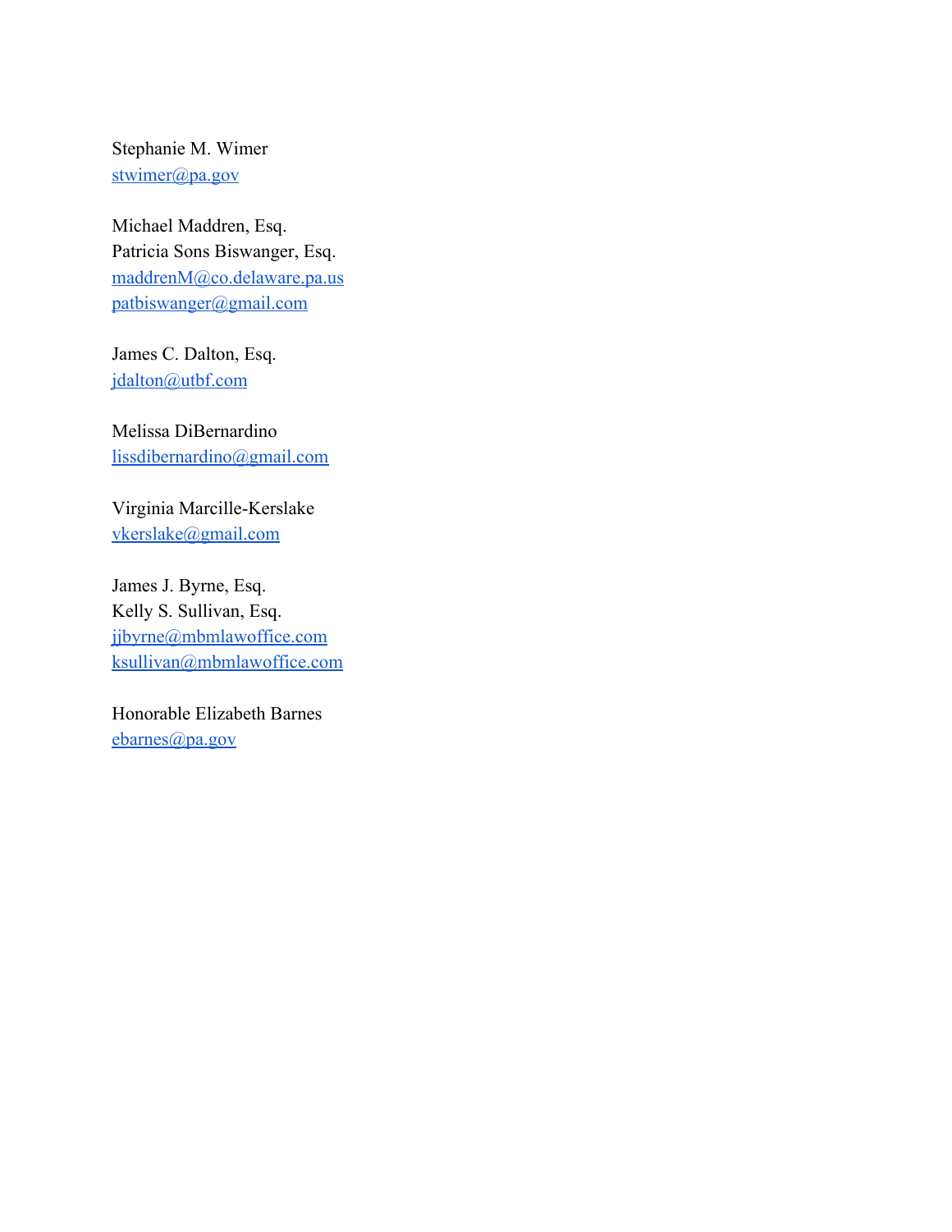Stephanie M. Wimer
stwimer@pa.gov

Michael Maddren, Esq.
Patricia Sons Biswanger, Esq.
maddrenM@co.delaware.pa.us
patbiswanger@gmail.com

James C. Dalton, Esq.
jdalton@utbf.com

Melissa DiBernardino
lissdibernardino@gmail.com

Virginia Marcille-Kerslake
vkerslake@gmail.com

James J. Byrne, Esq.
Kelly S. Sullivan, Esq.
jjbyrne@mbmlawoffice.com
ksullivan@mbmlawoffice.com

Honorable Elizabeth Barnes
ebarnes@pa.gov